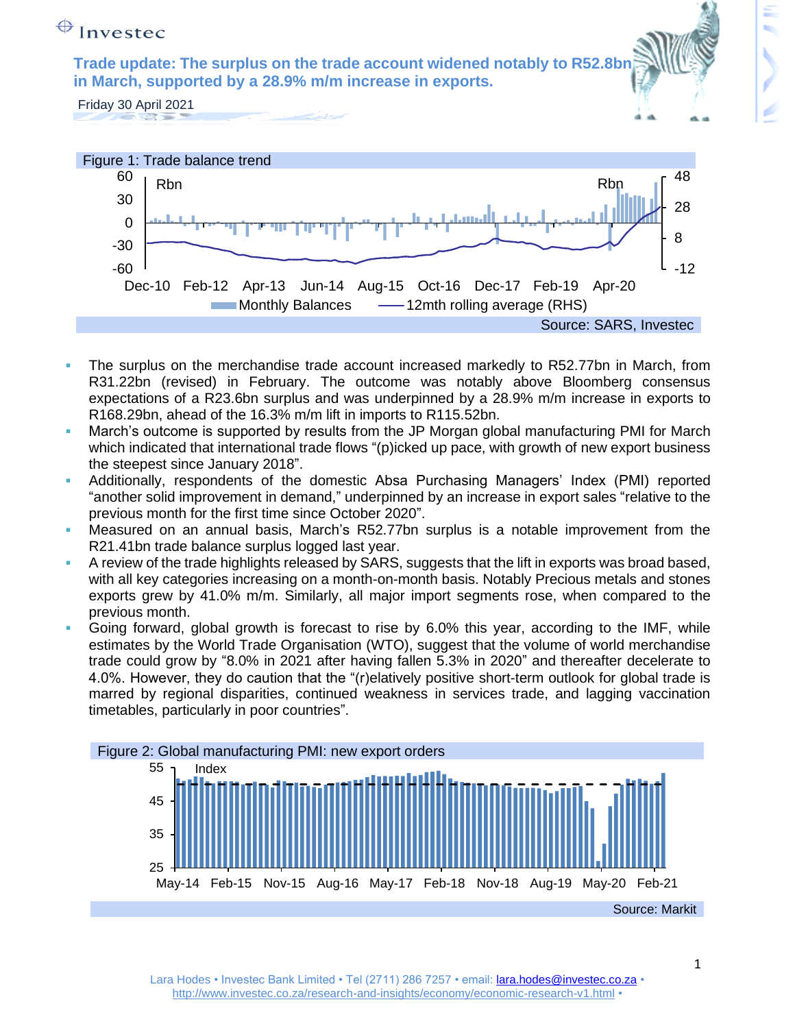Investec

## Trade update: The surplus on the trade account widened notably to R52.8bn in March, supported by a 28.9% m/m increase in exports.

Friday 30 April 2021

Figure 1: Trade balance trend

Source: SARS, Investec

- The surplus on the merchandise trade account increased markedly to R52.77bn in March, from R31.22bn (revised) in February. The outcome was notably above Bloomberg consensus expectations of a R23.6bn surplus and was underpinned by a 28.9% m/m increase in exports to R168.29bn, ahead of the 16.3% m/m lift in imports to R115.52bn.
- March's outcome is supported by results from the JP Morgan global manufacturing PMI for March which indicated that international trade flows "(p)icked up pace, with growth of new export business the steepest since January 2018".
- Additionally, respondents of the domestic Absa Purchasing Managers' Index (PMI) reported "another solid improvement in demand," underpinned by an increase in export sales "relative to the previous month for the first time since October 2020".
- Measured on an annual basis, March's R52.77bn surplus is a notable improvement from the R21.41bn trade balance surplus logged last year.
- A review of the trade highlights released by SARS, suggests that the lift in exports was broad based, with all key categories increasing on a month-on-month basis. Notably Precious metals and stones exports grew by 41.0% m/m. Similarly, all major import segments rose, when compared to the previous month.
- Going forward, global growth is forecast to rise by 6.0% this year, according to the IMF, while estimates by the World Trade Organisation (WTO), suggest that the volume of world merchandise trade could grow by "8.0% in 2021 after having fallen 5.3% in 2020" and thereafter decelerate to 4.0%. However, they do caution that the "(r)elatively positive short-term outlook for global trade is marred by regional disparities, continued weakness in services trade, and lagging vaccination timetables, particularly in poor countries".

Figure 2: Global manufacturing PMI: new export orders

Source: Markit

Lara Hodes • Investec Bank Limited • Tel (2711) 286 7257 • email: lara.hodes@investec.co.za • http://www.investec.co.za/research-and-insights/economy/economic-research-v1.html •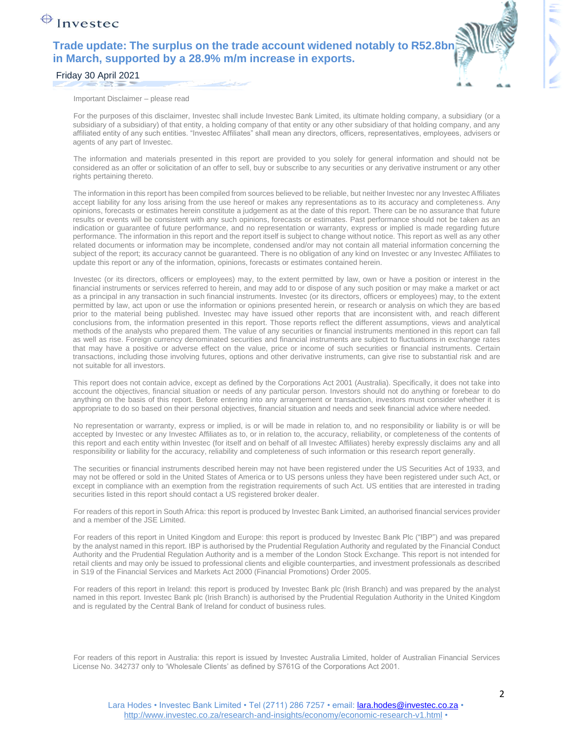Important Disclaimer – please read

For the purposes of this disclaimer, Investec shall include Investec Bank Limited, its ultimate holding company, a subsidiary (or a subsidiary of a subsidiary) of that entity, a holding company of that entity or any other subsidiary of that holding company, and any affiliated entity of any such entities. "Investec Affiliates" shall mean any directors, officers, representatives, employees, advisers or agents of any part of Investec.

The information and materials presented in this report are provided to you solely for general information and should not be considered as an offer or solicitation of an offer to sell, buy or subscribe to any securities or any derivative instrument or any other rights pertaining thereto.

The information in this report has been compiled from sources believed to be reliable, but neither Investec nor any Investec Affiliates accept liability for any loss arising from the use hereof or makes any representations as to its accuracy and completeness. Any opinions, forecasts or estimates herein constitute a judgement as at the date of this report. There can be no assurance that future results or events will be consistent with any such opinions, forecasts or estimates. Past performance should not be taken as an indication or guarantee of future performance, and no representation or warranty, express or implied is made regarding future performance. The information in this report and the report itself is subject to change without notice. This report as well as any other related documents or information may be incomplete, condensed and/or may not contain all material information concerning the subject of the report; its accuracy cannot be guaranteed. There is no obligation of any kind on Investec or any Investec Affiliates to update this report or any of the information, opinions, forecasts or estimates contained herein.

Investec (or its directors, officers or employees) may, to the extent permitted by law, own or have a position or interest in the financial instruments or services referred to herein, and may add to or dispose of any such position or may make a market or act as a principal in any transaction in such financial instruments. Investec (or its directors, officers or employees) may, to the extent permitted by law, act upon or use the information or opinions presented herein, or research or analysis on which they are based prior to the material being published. Investec may have issued other reports that are inconsistent with, and reach different conclusions from, the information presented in this report. Those reports reflect the different assumptions, views and analytical methods of the analysts who prepared them. The value of any securities or financial instruments mentioned in this report can fall as well as rise. Foreign currency denominated securities and financial instruments are subject to fluctuations in exchange rates that may have a positive or adverse effect on the value, price or income of such securities or financial instruments. Certain transactions, including those involving futures, options and other derivative instruments, can give rise to substantial risk and are not suitable for all investors.

This report does not contain advice, except as defined by the Corporations Act 2001 (Australia). Specifically, it does not take into account the objectives, financial situation or needs of any particular person. Investors should not do anything or forebear to do anything on the basis of this report. Before entering into any arrangement or transaction, investors must consider whether it is appropriate to do so based on their personal objectives, financial situation and needs and seek financial advice where needed.

No representation or warranty, express or implied, is or will be made in relation to, and no responsibility or liability is or will be accepted by Investec or any Investec Affiliates as to, or in relation to, the accuracy, reliability, or completeness of the contents of this report and each entity within Investec (for itself and on behalf of all Investec Affiliates) hereby expressly disclaims any and all responsibility or liability for the accuracy, reliability and completeness of such information or this research report generally.

The securities or financial instruments described herein may not have been registered under the US Securities Act of 1933, and may not be offered or sold in the United States of America or to US persons unless they have been registered under such Act, or except in compliance with an exemption from the registration requirements of such Act. US entities that are interested in trading securities listed in this report should contact a US registered broker dealer.

For readers of this report in South Africa: this report is produced by Investec Bank Limited, an authorised financial services provider and a member of the JSE Limited.

For readers of this report in United Kingdom and Europe: this report is produced by Investec Bank Plc ("IBP") and was prepared by the analyst named in this report. IBP is authorised by the Prudential Regulation Authority and regulated by the Financial Conduct Authority and the Prudential Regulation Authority and is a member of the London Stock Exchange. This report is not intended for retail clients and may only be issued to professional clients and eligible counterparties, and investment professionals as described in S19 of the Financial Services and Markets Act 2000 (Financial Promotions) Order 2005.

For readers of this report in Ireland: this report is produced by Investec Bank plc (Irish Branch) and was prepared by the analyst named in this report. Investec Bank plc (Irish Branch) is authorised by the Prudential Regulation Authority in the United Kingdom and is regulated by the Central Bank of Ireland for conduct of business rules.

For readers of this report in Australia: this report is issued by Investec Australia Limited, holder of Australian Financial Services License No. 342737 only to 'Wholesale Clients' as defined by S761G of the Corporations Act 2001.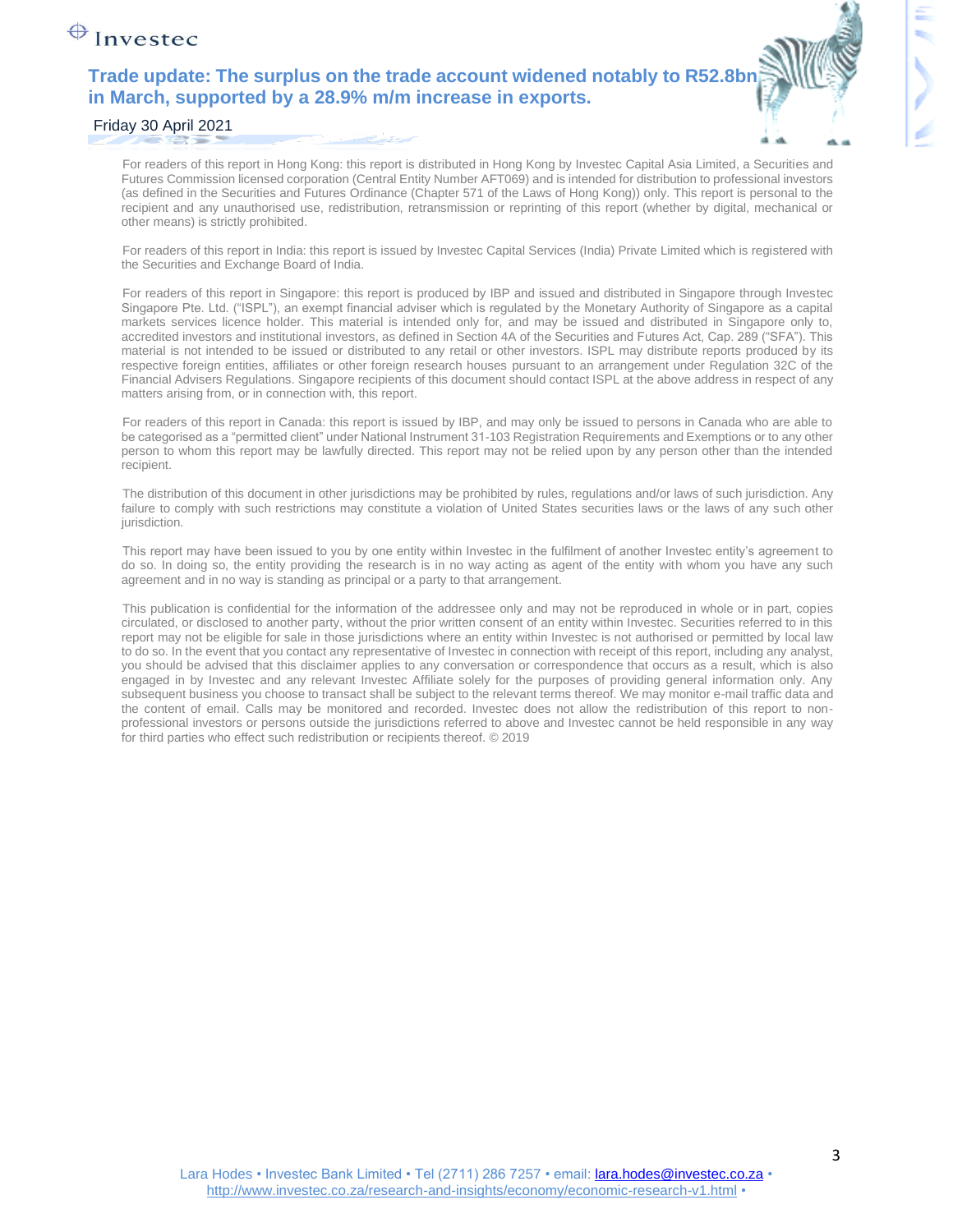For readers of this report in Hong Kong: this report is distributed in Hong Kong by Investec Capital Asia Limited, a Securities and Futures Commission licensed corporation (Central Entity Number AFT069) and is intended for distribution to professional investors (as defined in the Securities and Futures Ordinance (Chapter 571 of the Laws of Hong Kong)) only. This report is personal to the recipient and any unauthorised use, redistribution, retransmission or reprinting of this report (whether by digital, mechanical or other means) is strictly prohibited.

For readers of this report in India: this report is issued by Investec Capital Services (India) Private Limited which is registered with the Securities and Exchange Board of India.

For readers of this report in Singapore: this report is produced by IBP and issued and distributed in Singapore through Investec Singapore Pte. Ltd. ("ISPL"), an exempt financial adviser which is regulated by the Monetary Authority of Singapore as a capital markets services licence holder. This material is intended only for, and may be issued and distributed in Singapore only to, accredited investors and institutional investors, as defined in Section 4A of the Securities and Futures Act, Cap. 289 ("SFA"). This material is not intended to be issued or distributed to any retail or other investors. ISPL may distribute reports produced by its respective foreign entities, affiliates or other foreign research houses pursuant to an arrangement under Regulation 32C of the Financial Advisers Regulations. Singapore recipients of this document should contact ISPL at the above address in respect of any matters arising from, or in connection with, this report.

For readers of this report in Canada: this report is issued by IBP, and may only be issued to persons in Canada who are able to be categorised as a "permitted client" under National Instrument 31-103 Registration Requirements and Exemptions or to any other person to whom this report may be lawfully directed. This report may not be relied upon by any person other than the intended recipient.

The distribution of this document in other jurisdictions may be prohibited by rules, regulations and/or laws of such jurisdiction. Any failure to comply with such restrictions may constitute a violation of United States securities laws or the laws of any such other jurisdiction.

This report may have been issued to you by one entity within Investec in the fulfilment of another Investec entity's agreement to do so. In doing so, the entity providing the research is in no way acting as agent of the entity with whom you have any such agreement and in no way is standing as principal or a party to that arrangement.

This publication is confidential for the information of the addressee only and may not be reproduced in whole or in part, copies circulated, or disclosed to another party, without the prior written consent of an entity within Investec. Securities referred to in this report may not be eligible for sale in those jurisdictions where an entity within Investec is not authorised or permitted by local law to do so. In the event that you contact any representative of Investec in connection with receipt of this report, including any analyst, you should be advised that this disclaimer applies to any conversation or correspondence that occurs as a result, which is also engaged in by Investec and any relevant Investec Affiliate solely for the purposes of providing general information only. Any subsequent business you choose to transact shall be subject to the relevant terms thereof. We may monitor e-mail traffic data and the content of email. Calls may be monitored and recorded. Investec does not allow the redistribution of this report to non-professional investors or persons outside the jurisdictions referred to above and Investec cannot be held responsible in any way for third parties who effect such redistribution or recipients thereof. © 2019